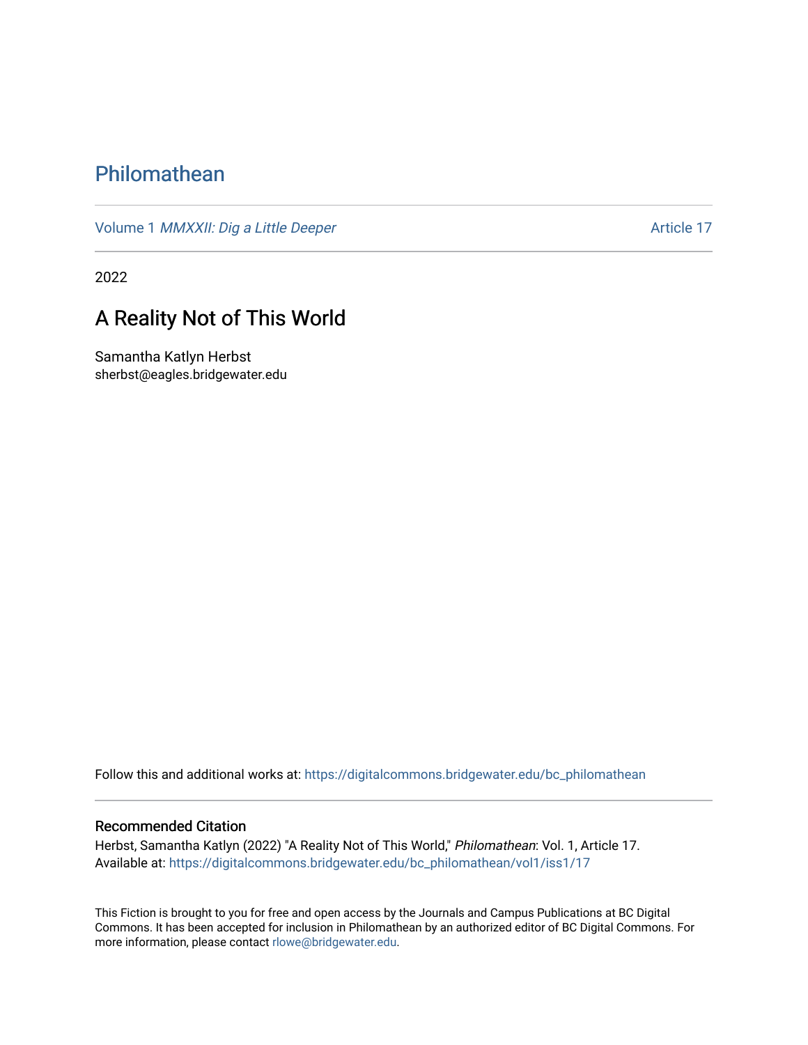# Philomathean

Volume 1 *MMXXII: Dig a Little Deeper* Article 17

---

2022

## A Reality Not of This World

Samantha Katlyn Herbst
sherbst@eagles.bridgewater.edu

Follow this and additional works at: https://digitalcommons.bridgewater.edu/bc_philomathean

---

### Recommended Citation

Herbst, Samantha Katlyn (2022) "A Reality Not of This World," *Philomathean*: Vol. 1, Article 17.
Available at: https://digitalcommons.bridgewater.edu/bc_philomathean/vol1/iss1/17

This Fiction is brought to you for free and open access by the Journals and Campus Publications at BC Digital Commons. It has been accepted for inclusion in Philomathean by an authorized editor of BC Digital Commons. For more information, please contact rlowe@bridgewater.edu.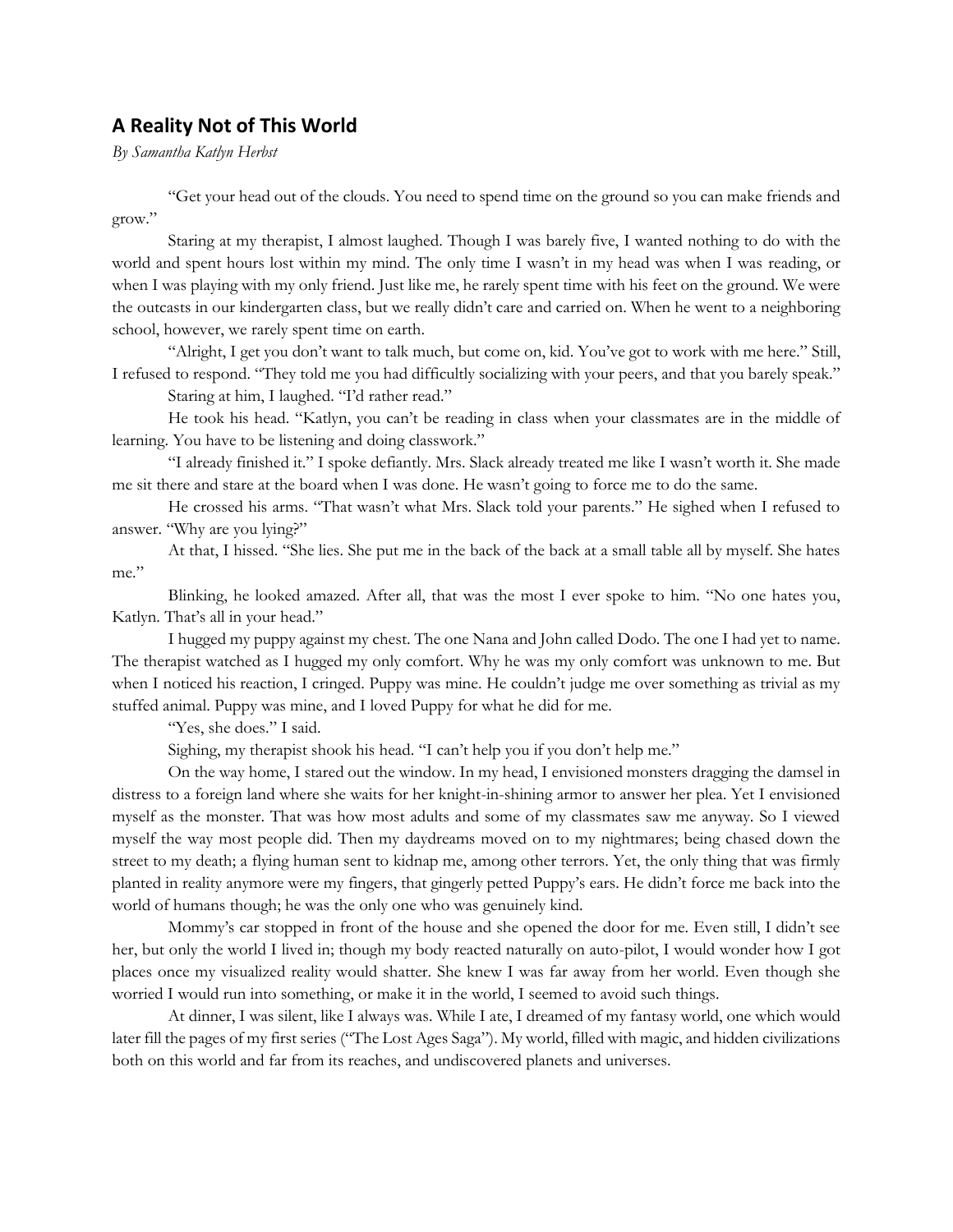## A Reality Not of This World

*By Samantha Katlyn Herbst*

"Get your head out of the clouds. You need to spend time on the ground so you can make friends and grow."

Staring at my therapist, I almost laughed. Though I was barely five, I wanted nothing to do with the world and spent hours lost within my mind. The only time I wasn't in my head was when I was reading, or when I was playing with my only friend. Just like me, he rarely spent time with his feet on the ground. We were the outcasts in our kindergarten class, but we really didn't care and carried on. When he went to a neighboring school, however, we rarely spent time on earth.

"Alright, I get you don't want to talk much, but come on, kid. You've got to work with me here." Still, I refused to respond. "They told me you had difficultly socializing with your peers, and that you barely speak."

Staring at him, I laughed. "I'd rather read."

He took his head. "Katlyn, you can't be reading in class when your classmates are in the middle of learning. You have to be listening and doing classwork."

"I already finished it." I spoke defiantly. Mrs. Slack already treated me like I wasn't worth it. She made me sit there and stare at the board when I was done. He wasn't going to force me to do the same.

He crossed his arms. "That wasn't what Mrs. Slack told your parents." He sighed when I refused to answer. "Why are you lying?"

At that, I hissed. "She lies. She put me in the back of the back at a small table all by myself. She hates me."

Blinking, he looked amazed. After all, that was the most I ever spoke to him. "No one hates you, Katlyn. That's all in your head."

I hugged my puppy against my chest. The one Nana and John called Dodo. The one I had yet to name. The therapist watched as I hugged my only comfort. Why he was my only comfort was unknown to me. But when I noticed his reaction, I cringed. Puppy was mine. He couldn't judge me over something as trivial as my stuffed animal. Puppy was mine, and I loved Puppy for what he did for me.

"Yes, she does." I said.

Sighing, my therapist shook his head. "I can't help you if you don't help me."

On the way home, I stared out the window. In my head, I envisioned monsters dragging the damsel in distress to a foreign land where she waits for her knight-in-shining armor to answer her plea. Yet I envisioned myself as the monster. That was how most adults and some of my classmates saw me anyway. So I viewed myself the way most people did. Then my daydreams moved on to my nightmares; being chased down the street to my death; a flying human sent to kidnap me, among other terrors. Yet, the only thing that was firmly planted in reality anymore were my fingers, that gingerly petted Puppy's ears. He didn't force me back into the world of humans though; he was the only one who was genuinely kind.

Mommy's car stopped in front of the house and she opened the door for me. Even still, I didn't see her, but only the world I lived in; though my body reacted naturally on auto-pilot, I would wonder how I got places once my visualized reality would shatter. She knew I was far away from her world. Even though she worried I would run into something, or make it in the world, I seemed to avoid such things.

At dinner, I was silent, like I always was. While I ate, I dreamed of my fantasy world, one which would later fill the pages of my first series ("The Lost Ages Saga"). My world, filled with magic, and hidden civilizations both on this world and far from its reaches, and undiscovered planets and universes.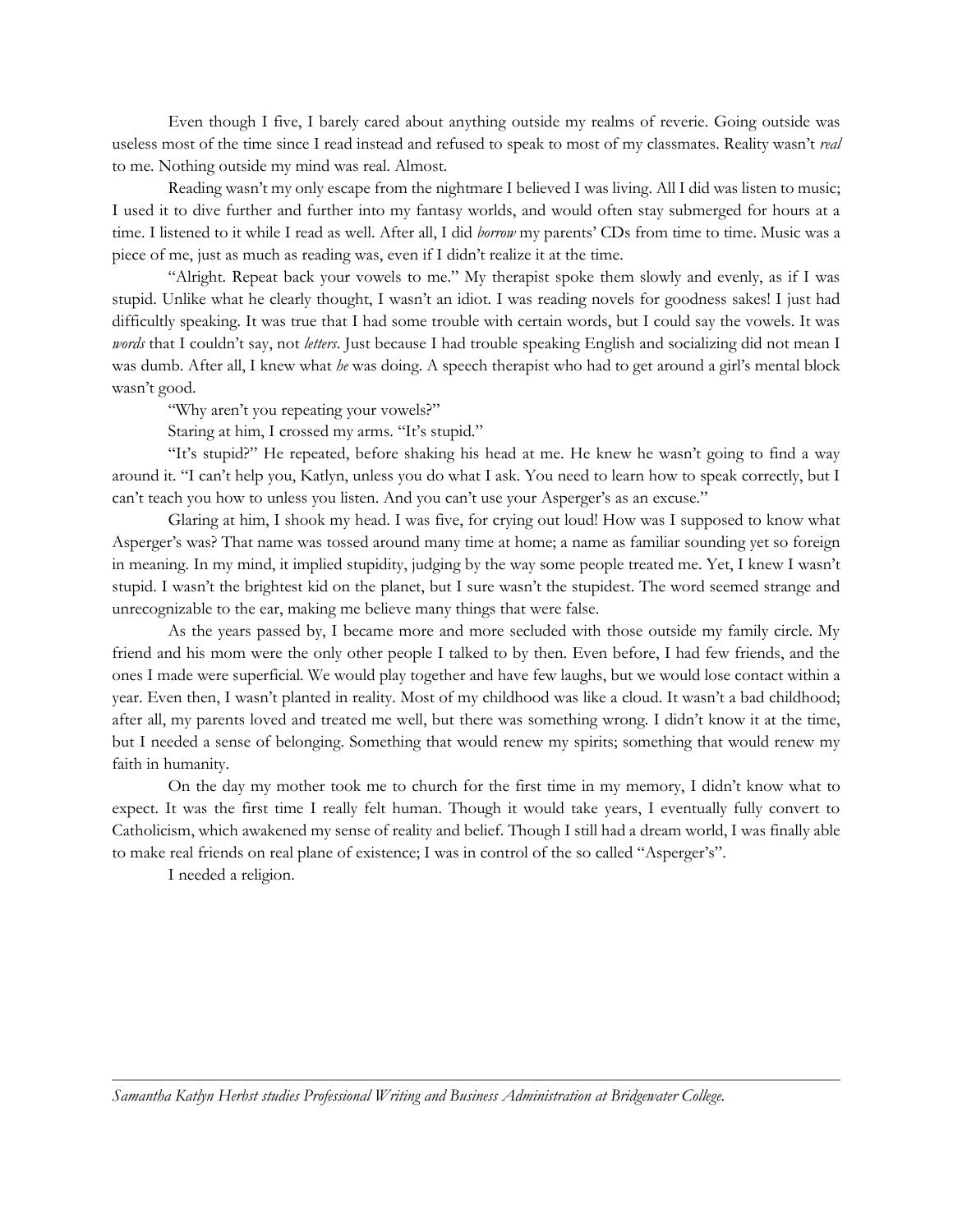Even though I five, I barely cared about anything outside my realms of reverie. Going outside was useless most of the time since I read instead and refused to speak to most of my classmates. Reality wasn't *real* to me. Nothing outside my mind was real. Almost.

Reading wasn't my only escape from the nightmare I believed I was living. All I did was listen to music; I used it to dive further and further into my fantasy worlds, and would often stay submerged for hours at a time. I listened to it while I read as well. After all, I did *borrow* my parents' CDs from time to time. Music was a piece of me, just as much as reading was, even if I didn't realize it at the time.

"Alright. Repeat back your vowels to me." My therapist spoke them slowly and evenly, as if I was stupid. Unlike what he clearly thought, I wasn't an idiot. I was reading novels for goodness sakes! I just had difficultly speaking. It was true that I had some trouble with certain words, but I could say the vowels. It was *words* that I couldn't say, not *letters*. Just because I had trouble speaking English and socializing did not mean I was dumb. After all, I knew what *he* was doing. A speech therapist who had to get around a girl's mental block wasn't good.

"Why aren't you repeating your vowels?"

Staring at him, I crossed my arms. "It's stupid."

"It's stupid?" He repeated, before shaking his head at me. He knew he wasn't going to find a way around it. "I can't help you, Katlyn, unless you do what I ask. You need to learn how to speak correctly, but I can't teach you how to unless you listen. And you can't use your Asperger's as an excuse."

Glaring at him, I shook my head. I was five, for crying out loud! How was I supposed to know what Asperger's was? That name was tossed around many time at home; a name as familiar sounding yet so foreign in meaning. In my mind, it implied stupidity, judging by the way some people treated me. Yet, I knew I wasn't stupid. I wasn't the brightest kid on the planet, but I sure wasn't the stupidest. The word seemed strange and unrecognizable to the ear, making me believe many things that were false.

As the years passed by, I became more and more secluded with those outside my family circle. My friend and his mom were the only other people I talked to by then. Even before, I had few friends, and the ones I made were superficial. We would play together and have few laughs, but we would lose contact within a year. Even then, I wasn't planted in reality. Most of my childhood was like a cloud. It wasn't a bad childhood; after all, my parents loved and treated me well, but there was something wrong. I didn't know it at the time, but I needed a sense of belonging. Something that would renew my spirits; something that would renew my faith in humanity.

On the day my mother took me to church for the first time in my memory, I didn't know what to expect. It was the first time I really felt human. Though it would take years, I eventually fully convert to Catholicism, which awakened my sense of reality and belief. Though I still had a dream world, I was finally able to make real friends on real plane of existence; I was in control of the so called "Asperger's".

I needed a religion.

---

*Samantha Katlyn Herbst studies Professional Writing and Business Administration at Bridgewater College.*